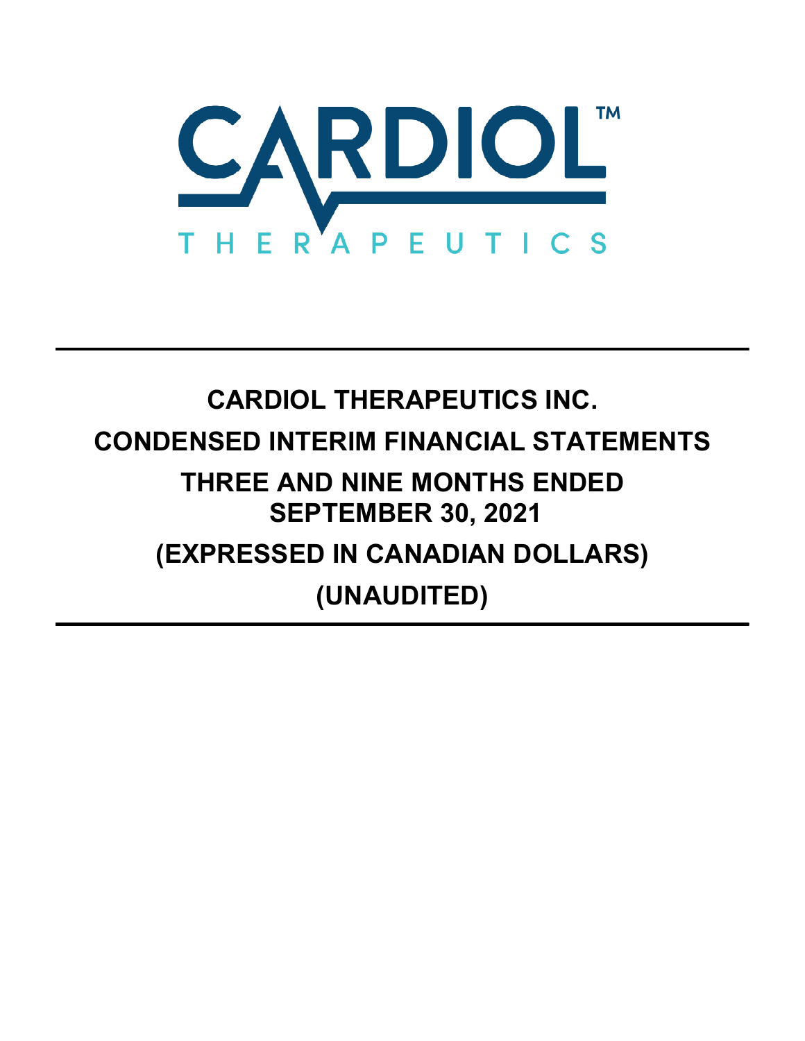CARDIOL™

THERAPEUTICS

# CARDIOL THERAPEUTICS INC.

# CONDENSED INTERIM FINANCIAL STATEMENTS

# THREE AND NINE MONTHS ENDED SEPTEMBER 30, 2021

# (EXPRESSED IN CANADIAN DOLLARS)

# (UNAUDITED)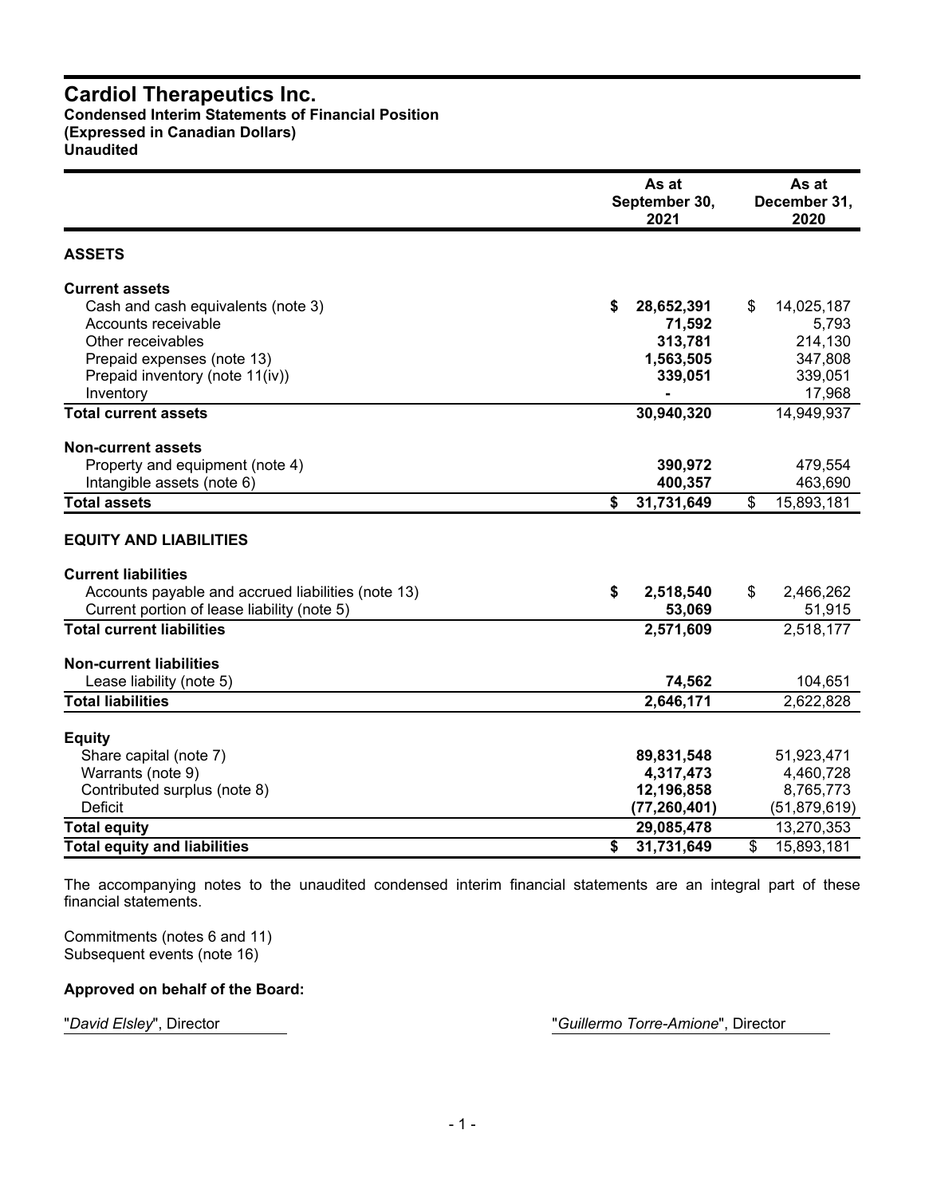# Cardiol Therapeutics Inc.

**Condensed Interim Statements of Financial Position**
**(Expressed in Canadian Dollars)**
**Unaudited**

| | As at September 30, 2021 | As at December 31, 2020 |
|---|---|---|
| **ASSETS** | | |
| **Current assets** | | |
| Cash and cash equivalents (note 3) | **$ 28,652,391** | $ 14,025,187 |
| Accounts receivable | **71,592** | 5,793 |
| Other receivables | **313,781** | 214,130 |
| Prepaid expenses (note 13) | **1,563,505** | 347,808 |
| Prepaid inventory (note 11(iv)) | **339,051** | 339,051 |
| Inventory | **-** | 17,968 |
| **Total current assets** | **30,940,320** | 14,949,937 |
| **Non-current assets** | | |
| Property and equipment (note 4) | **390,972** | 479,554 |
| Intangible assets (note 6) | **400,357** | 463,690 |
| **Total assets** | **$ 31,731,649** | $ 15,893,181 |
| **EQUITY AND LIABILITIES** | | |
| **Current liabilities** | | |
| Accounts payable and accrued liabilities (note 13) | **$ 2,518,540** | $ 2,466,262 |
| Current portion of lease liability (note 5) | **53,069** | 51,915 |
| **Total current liabilities** | **2,571,609** | 2,518,177 |
| **Non-current liabilities** | | |
| Lease liability (note 5) | **74,562** | 104,651 |
| **Total liabilities** | **2,646,171** | 2,622,828 |
| **Equity** | | |
| Share capital (note 7) | **89,831,548** | 51,923,471 |
| Warrants (note 9) | **4,317,473** | 4,460,728 |
| Contributed surplus (note 8) | **12,196,858** | 8,765,773 |
| Deficit | **(77,260,401)** | (51,879,619) |
| **Total equity** | **29,085,478** | 13,270,353 |
| **Total equity and liabilities** | **$ 31,731,649** | $ 15,893,181 |

The accompanying notes to the unaudited condensed interim financial statements are an integral part of these financial statements.

Commitments (notes 6 and 11)
Subsequent events (note 16)

**Approved on behalf of the Board:**

"*David Elsley*", Director

"*Guillermo Torre-Amione*", Director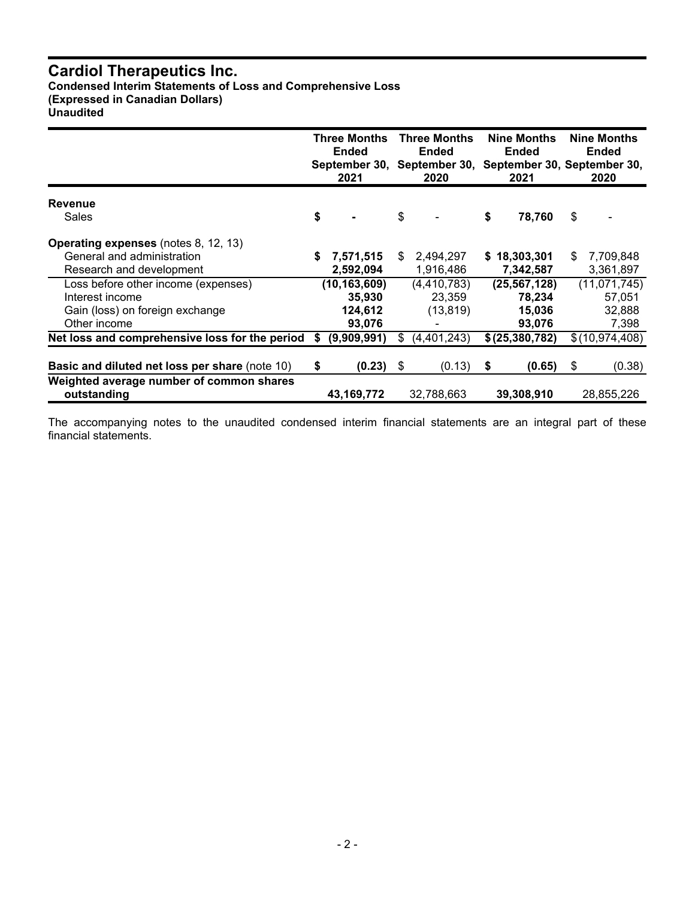# Cardiol Therapeutics Inc.

**Condensed Interim Statements of Loss and Comprehensive Loss**
**(Expressed in Canadian Dollars)**
**Unaudited**

| | Three Months Ended September 30, 2021 | Three Months Ended September 30, 2020 | Nine Months Ended September 30, 2021 | Nine Months Ended September 30, 2020 |
|---|---|---|---|---|
| **Revenue** | | | | |
| Sales | **$ -** | $ - | **$ 78,760** | $ - |
| **Operating expenses** (notes 8, 12, 13) | | | | |
| General and administration | **$ 7,571,515** | $ 2,494,297 | **$ 18,303,301** | $ 7,709,848 |
| Research and development | **2,592,094** | 1,916,486 | **7,342,587** | 3,361,897 |
| Loss before other income (expenses) | **(10,163,609)** | (4,410,783) | **(25,567,128)** | (11,071,745) |
| Interest income | **35,930** | 23,359 | **78,234** | 57,051 |
| Gain (loss) on foreign exchange | **124,612** | (13,819) | **15,036** | 32,888 |
| Other income | **93,076** | - | **93,076** | 7,398 |
| **Net loss and comprehensive loss for the period** | **$ (9,909,991)** | $ (4,401,243) | **$ (25,380,782)** | $ (10,974,408) |
| **Basic and diluted net loss per share** (note 10) | **$ (0.23)** | $ (0.13) | **$ (0.65)** | $ (0.38) |
| **Weighted average number of common shares outstanding** | **43,169,772** | 32,788,663 | **39,308,910** | 28,855,226 |

The accompanying notes to the unaudited condensed interim financial statements are an integral part of these financial statements.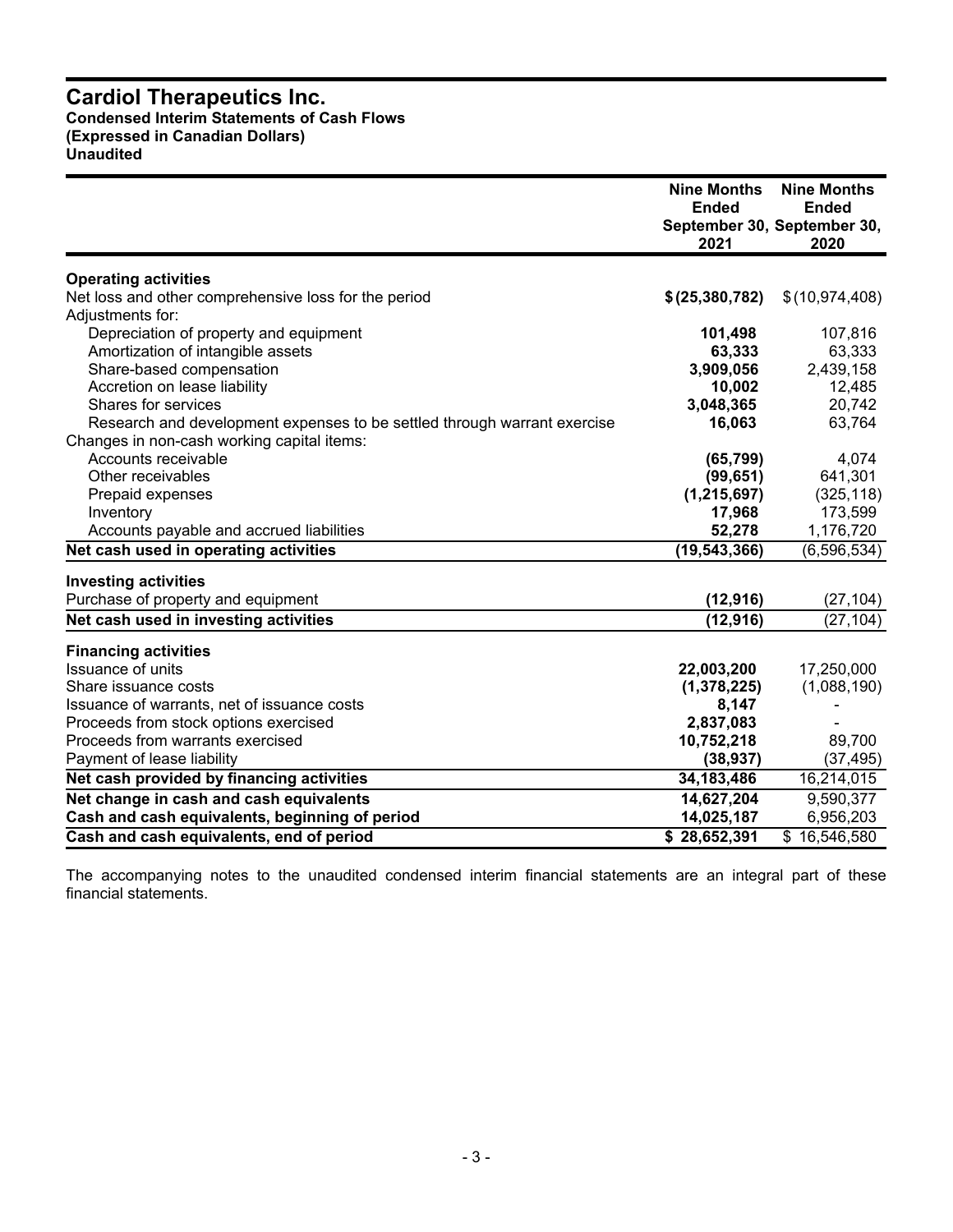# Cardiol Therapeutics Inc.

**Condensed Interim Statements of Cash Flows**
**(Expressed in Canadian Dollars)**
**Unaudited**

| | Nine Months Ended September 30, 2021 | Nine Months Ended September 30, 2020 |
|---|---|---|
| **Operating activities** | | |
| Net loss and other comprehensive loss for the period | **$ (25,380,782)** | $ (10,974,408) |
| Adjustments for: | | |
| Depreciation of property and equipment | **101,498** | 107,816 |
| Amortization of intangible assets | **63,333** | 63,333 |
| Share-based compensation | **3,909,056** | 2,439,158 |
| Accretion on lease liability | **10,002** | 12,485 |
| Shares for services | **3,048,365** | 20,742 |
| Research and development expenses to be settled through warrant exercise | **16,063** | 63,764 |
| Changes in non-cash working capital items: | | |
| Accounts receivable | **(65,799)** | 4,074 |
| Other receivables | **(99,651)** | 641,301 |
| Prepaid expenses | **(1,215,697)** | (325,118) |
| Inventory | **17,968** | 173,599 |
| Accounts payable and accrued liabilities | **52,278** | 1,176,720 |
| **Net cash used in operating activities** | **(19,543,366)** | (6,596,534) |
| **Investing activities** | | |
| Purchase of property and equipment | **(12,916)** | (27,104) |
| **Net cash used in investing activities** | **(12,916)** | (27,104) |
| **Financing activities** | | |
| Issuance of units | **22,003,200** | 17,250,000 |
| Share issuance costs | **(1,378,225)** | (1,088,190) |
| Issuance of warrants, net of issuance costs | **8,147** | - |
| Proceeds from stock options exercised | **2,837,083** | - |
| Proceeds from warrants exercised | **10,752,218** | 89,700 |
| Payment of lease liability | **(38,937)** | (37,495) |
| **Net cash provided by financing activities** | **34,183,486** | 16,214,015 |
| **Net change in cash and cash equivalents** | **14,627,204** | 9,590,377 |
| **Cash and cash equivalents, beginning of period** | **14,025,187** | 6,956,203 |
| **Cash and cash equivalents, end of period** | **$ 28,652,391** | $ 16,546,580 |

The accompanying notes to the unaudited condensed interim financial statements are an integral part of these financial statements.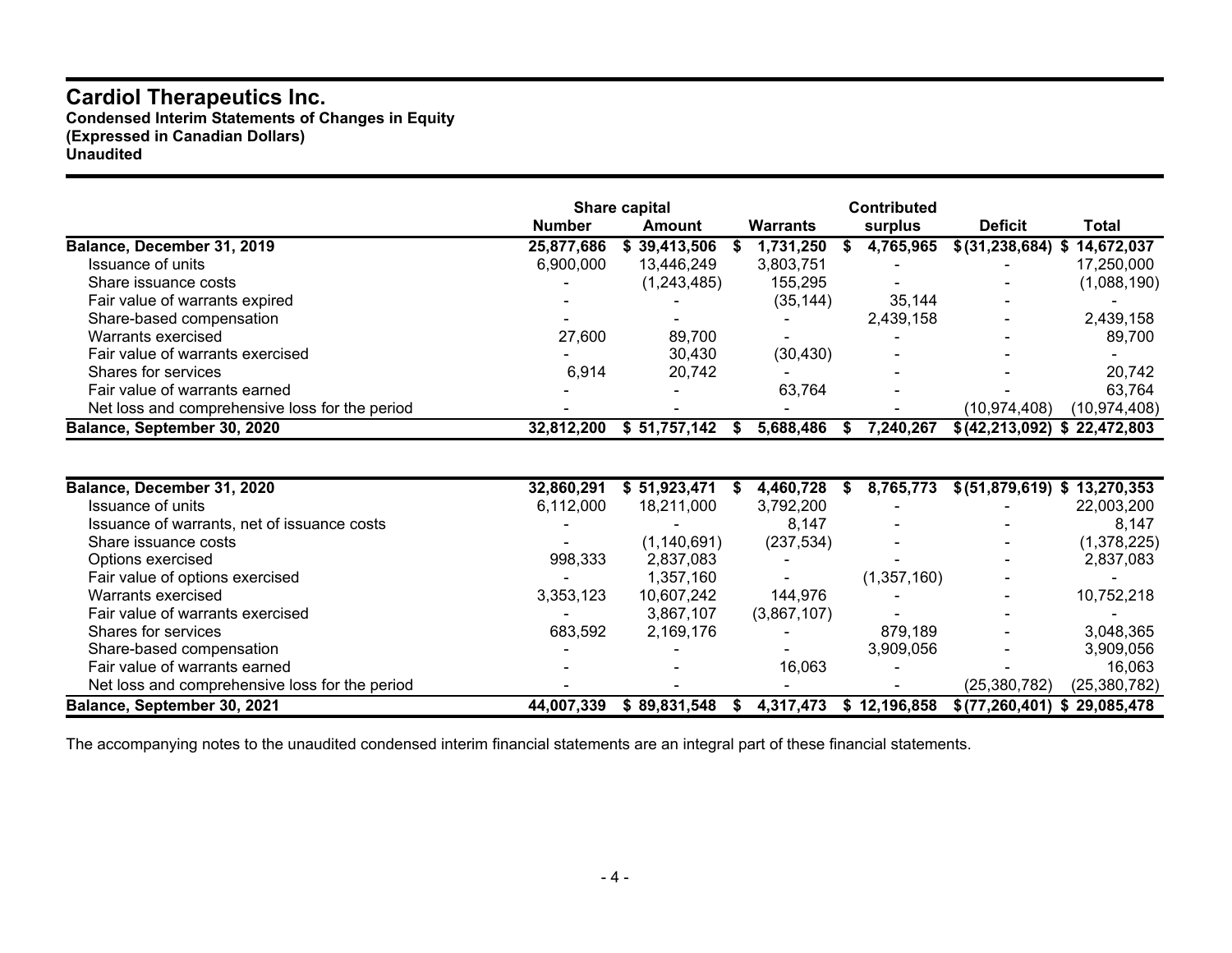# Cardiol Therapeutics Inc.

**Condensed Interim Statements of Changes in Equity**
**(Expressed in Canadian Dollars)**
**Unaudited**

| | Share capital | | | Contributed | | |
|---|---|---|---|---|---|---|
| | Number | Amount | Warrants | surplus | Deficit | Total |
| **Balance, December 31, 2019** | **25,877,686** | **$ 39,413,506** | **$ 1,731,250** | **$ 4,765,965** | **$ (31,238,684)** | **$ 14,672,037** |
| Issuance of units | 6,900,000 | 13,446,249 | 3,803,751 | - | - | 17,250,000 |
| Share issuance costs | - | (1,243,485) | 155,295 | - | - | (1,088,190) |
| Fair value of warrants expired | - | - | (35,144) | 35,144 | - | - |
| Share-based compensation | - | - | - | 2,439,158 | - | 2,439,158 |
| Warrants exercised | 27,600 | 89,700 | - | - | - | 89,700 |
| Fair value of warrants exercised | - | 30,430 | (30,430) | - | - | - |
| Shares for services | 6,914 | 20,742 | - | - | - | 20,742 |
| Fair value of warrants earned | - | - | 63,764 | - | - | 63,764 |
| Net loss and comprehensive loss for the period | - | - | - | - | (10,974,408) | (10,974,408) |
| **Balance, September 30, 2020** | **32,812,200** | **$ 51,757,142** | **$ 5,688,486** | **$ 7,240,267** | **$ (42,213,092)** | **$ 22,472,803** |
| | | | | | | |
| **Balance, December 31, 2020** | **32,860,291** | **$ 51,923,471** | **$ 4,460,728** | **$ 8,765,773** | **$ (51,879,619)** | **$ 13,270,353** |
| Issuance of units | 6,112,000 | 18,211,000 | 3,792,200 | - | - | 22,003,200 |
| Issuance of warrants, net of issuance costs | - | - | 8,147 | - | - | 8,147 |
| Share issuance costs | - | (1,140,691) | (237,534) | - | - | (1,378,225) |
| Options exercised | 998,333 | 2,837,083 | - | - | - | 2,837,083 |
| Fair value of options exercised | - | 1,357,160 | - | (1,357,160) | - | - |
| Warrants exercised | 3,353,123 | 10,607,242 | 144,976 | - | - | 10,752,218 |
| Fair value of warrants exercised | - | 3,867,107 | (3,867,107) | - | - | - |
| Shares for services | 683,592 | 2,169,176 | - | 879,189 | - | 3,048,365 |
| Share-based compensation | - | - | - | 3,909,056 | - | 3,909,056 |
| Fair value of warrants earned | - | - | 16,063 | - | - | 16,063 |
| Net loss and comprehensive loss for the period | - | - | - | - | (25,380,782) | (25,380,782) |
| **Balance, September 30, 2021** | **44,007,339** | **$ 89,831,548** | **$ 4,317,473** | **$ 12,196,858** | **$ (77,260,401)** | **$ 29,085,478** |

The accompanying notes to the unaudited condensed interim financial statements are an integral part of these financial statements.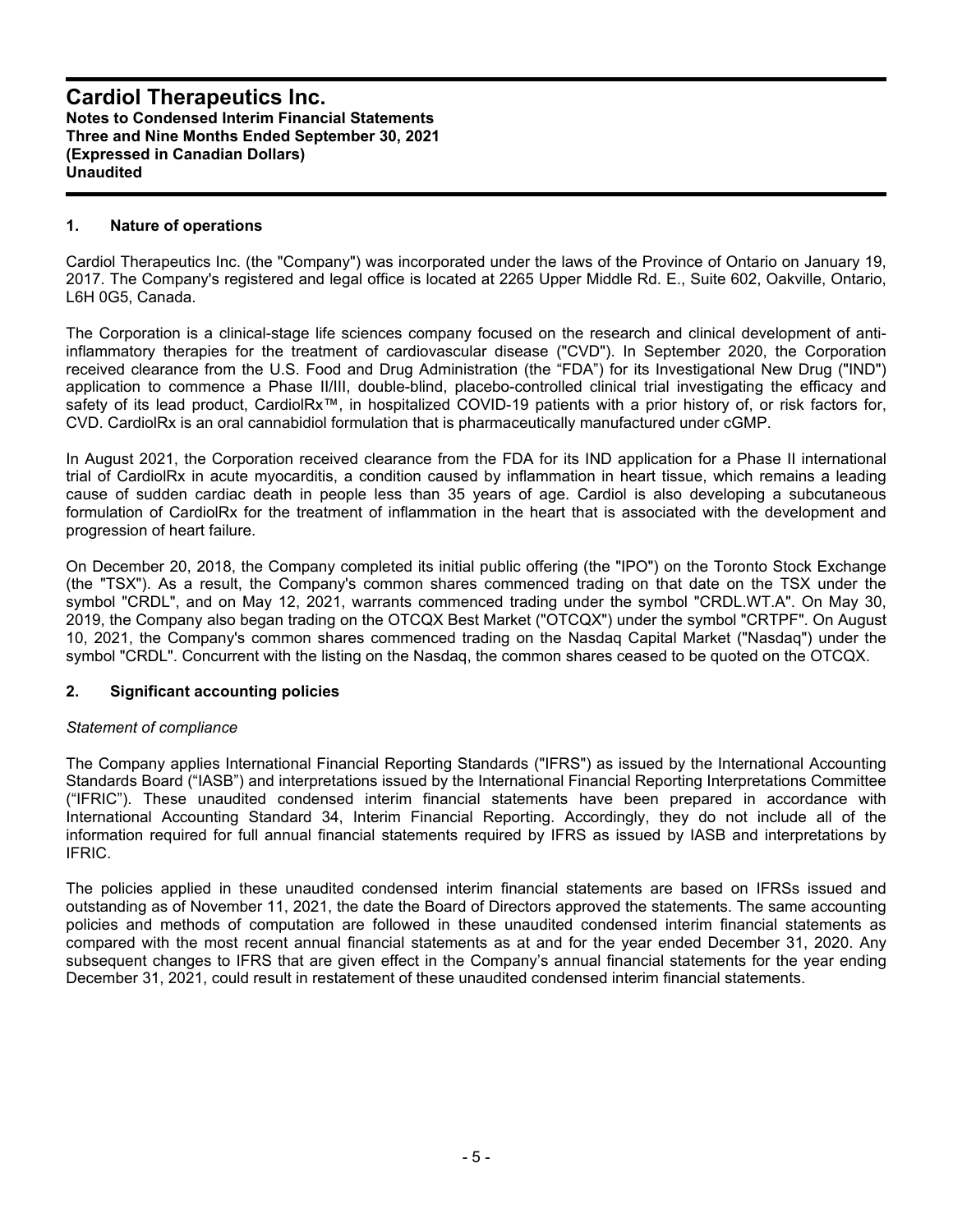# Cardiol Therapeutics Inc.

**Notes to Condensed Interim Financial Statements**
**Three and Nine Months Ended September 30, 2021**
**(Expressed in Canadian Dollars)**
**Unaudited**

## 1. Nature of operations

Cardiol Therapeutics Inc. (the "Company") was incorporated under the laws of the Province of Ontario on January 19, 2017. The Company's registered and legal office is located at 2265 Upper Middle Rd. E., Suite 602, Oakville, Ontario, L6H 0G5, Canada.

The Corporation is a clinical-stage life sciences company focused on the research and clinical development of anti-inflammatory therapies for the treatment of cardiovascular disease ("CVD"). In September 2020, the Corporation received clearance from the U.S. Food and Drug Administration (the "FDA") for its Investigational New Drug ("IND") application to commence a Phase II/III, double-blind, placebo-controlled clinical trial investigating the efficacy and safety of its lead product, CardiolRx™, in hospitalized COVID-19 patients with a prior history of, or risk factors for, CVD. CardiolRx is an oral cannabidiol formulation that is pharmaceutically manufactured under cGMP.

In August 2021, the Corporation received clearance from the FDA for its IND application for a Phase II international trial of CardiolRx in acute myocarditis, a condition caused by inflammation in heart tissue, which remains a leading cause of sudden cardiac death in people less than 35 years of age. Cardiol is also developing a subcutaneous formulation of CardiolRx for the treatment of inflammation in the heart that is associated with the development and progression of heart failure.

On December 20, 2018, the Company completed its initial public offering (the "IPO") on the Toronto Stock Exchange (the "TSX"). As a result, the Company's common shares commenced trading on that date on the TSX under the symbol "CRDL", and on May 12, 2021, warrants commenced trading under the symbol "CRDL.WT.A". On May 30, 2019, the Company also began trading on the OTCQX Best Market ("OTCQX") under the symbol "CRTPF". On August 10, 2021, the Company's common shares commenced trading on the Nasdaq Capital Market ("Nasdaq") under the symbol "CRDL". Concurrent with the listing on the Nasdaq, the common shares ceased to be quoted on the OTCQX.

## 2. Significant accounting policies

*Statement of compliance*

The Company applies International Financial Reporting Standards ("IFRS") as issued by the International Accounting Standards Board ("IASB") and interpretations issued by the International Financial Reporting Interpretations Committee ("IFRIC"). These unaudited condensed interim financial statements have been prepared in accordance with International Accounting Standard 34, Interim Financial Reporting. Accordingly, they do not include all of the information required for full annual financial statements required by IFRS as issued by IASB and interpretations by IFRIC.

The policies applied in these unaudited condensed interim financial statements are based on IFRSs issued and outstanding as of November 11, 2021, the date the Board of Directors approved the statements. The same accounting policies and methods of computation are followed in these unaudited condensed interim financial statements as compared with the most recent annual financial statements as at and for the year ended December 31, 2020. Any subsequent changes to IFRS that are given effect in the Company's annual financial statements for the year ending December 31, 2021, could result in restatement of these unaudited condensed interim financial statements.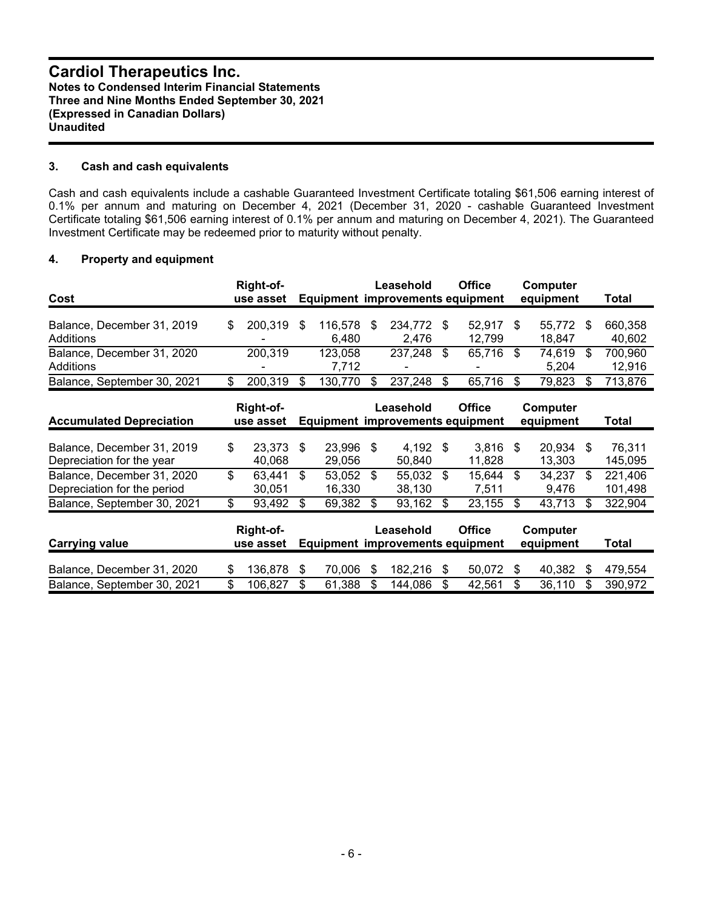**Cardiol Therapeutics Inc.**
**Notes to Condensed Interim Financial Statements**
**Three and Nine Months Ended September 30, 2021**
**(Expressed in Canadian Dollars)**
**Unaudited**

### 3. Cash and cash equivalents

Cash and cash equivalents include a cashable Guaranteed Investment Certificate totaling $61,506 earning interest of 0.1% per annum and maturing on December 4, 2021 (December 31, 2020 - cashable Guaranteed Investment Certificate totaling $61,506 earning interest of 0.1% per annum and maturing on December 4, 2021). The Guaranteed Investment Certificate may be redeemed prior to maturity without penalty.

### 4. Property and equipment

| Cost | Right-of-use asset | Equipment | Leasehold improvements | Office equipment | Computer equipment | Total |
|---|---|---|---|---|---|---|
| Balance, December 31, 2019 | $ 200,319 | $ 116,578 | $ 234,772 | $ 52,917 | $ 55,772 | $ 660,358 |
| Additions | - | 6,480 | 2,476 | 12,799 | 18,847 | 40,602 |
| Balance, December 31, 2020 | 200,319 | 123,058 | 237,248 | $ 65,716 | $ 74,619 | $ 700,960 |
| Additions | - | 7,712 | - | - | 5,204 | 12,916 |
| Balance, September 30, 2021 | $ 200,319 | $ 130,770 | $ 237,248 | $ 65,716 | $ 79,823 | $ 713,876 |

| Accumulated Depreciation | Right-of-use asset | Equipment | Leasehold improvements | Office equipment | Computer equipment | Total |
|---|---|---|---|---|---|---|
| Balance, December 31, 2019 | $ 23,373 | $ 23,996 | $ 4,192 | $ 3,816 | $ 20,934 | $ 76,311 |
| Depreciation for the year | 40,068 | 29,056 | 50,840 | 11,828 | 13,303 | 145,095 |
| Balance, December 31, 2020 | $ 63,441 | $ 53,052 | $ 55,032 | $ 15,644 | $ 34,237 | $ 221,406 |
| Depreciation for the period | 30,051 | 16,330 | 38,130 | 7,511 | 9,476 | 101,498 |
| Balance, September 30, 2021 | $ 93,492 | $ 69,382 | $ 93,162 | $ 23,155 | $ 43,713 | $ 322,904 |

| Carrying value | Right-of-use asset | Equipment | Leasehold improvements | Office equipment | Computer equipment | Total |
|---|---|---|---|---|---|---|
| Balance, December 31, 2020 | $ 136,878 | $ 70,006 | $ 182,216 | $ 50,072 | $ 40,382 | $ 479,554 |
| Balance, September 30, 2021 | $ 106,827 | $ 61,388 | $ 144,086 | $ 42,561 | $ 36,110 | $ 390,972 |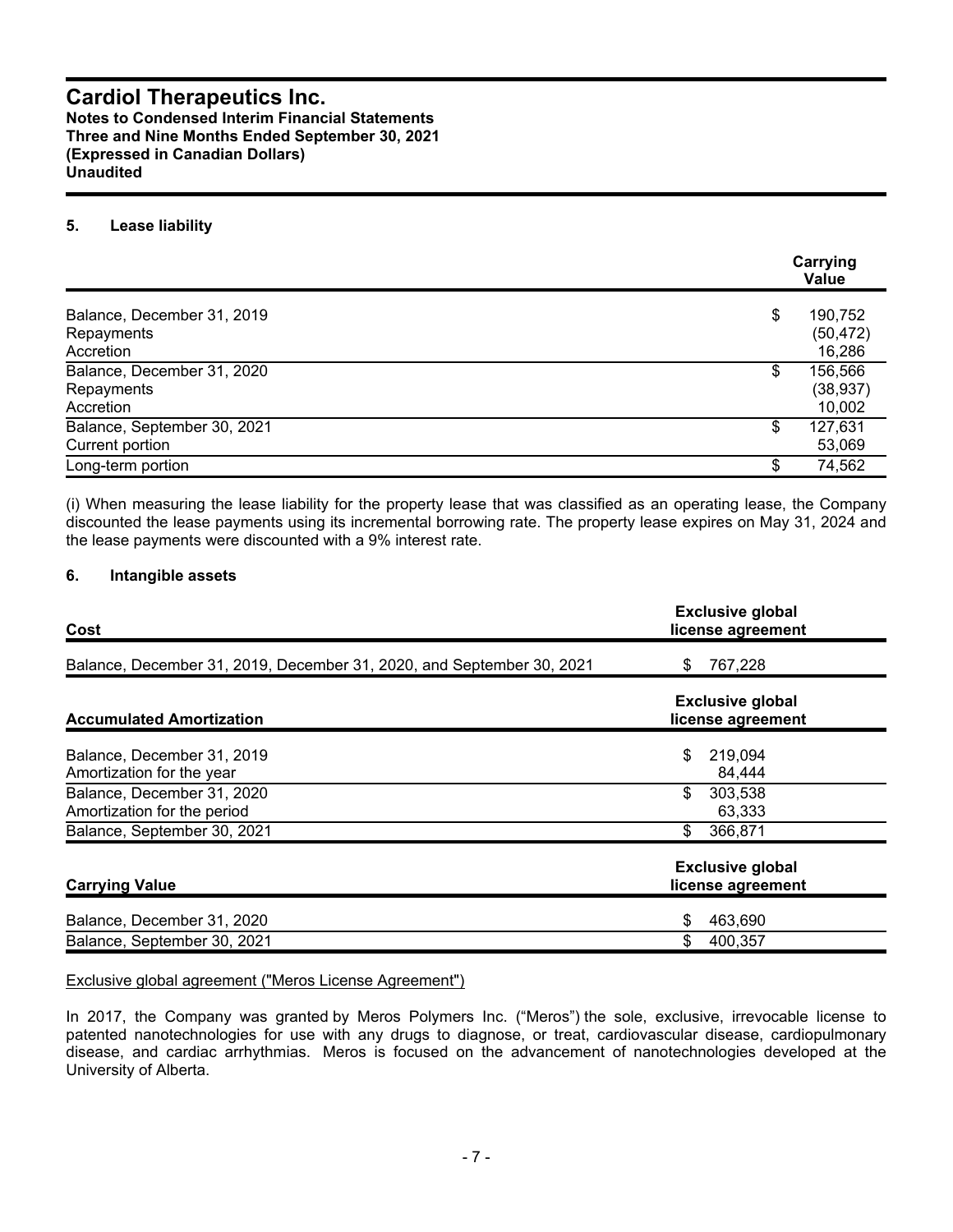## 5. Lease liability

| | | Carrying Value |
|---|---|---|
| Balance, December 31, 2019 | $ | 190,752 |
| Repayments | | (50,472) |
| Accretion | | 16,286 |
| Balance, December 31, 2020 | $ | 156,566 |
| Repayments | | (38,937) |
| Accretion | | 10,002 |
| Balance, September 30, 2021 | $ | 127,631 |
| Current portion | | 53,069 |
| Long-term portion | $ | 74,562 |

(i) When measuring the lease liability for the property lease that was classified as an operating lease, the Company discounted the lease payments using its incremental borrowing rate. The property lease expires on May 31, 2024 and the lease payments were discounted with a 9% interest rate.

## 6. Intangible assets

| Cost | Exclusive global license agreement |
|---|---|
| Balance, December 31, 2019, December 31, 2020, and September 30, 2021 | $ 767,228 |

| Accumulated Amortization | Exclusive global license agreement |
|---|---|
| Balance, December 31, 2019 | $ 219,094 |
| Amortization for the year | 84,444 |
| Balance, December 31, 2020 | $ 303,538 |
| Amortization for the period | 63,333 |
| Balance, September 30, 2021 | $ 366,871 |

| Carrying Value | Exclusive global license agreement |
|---|---|
| Balance, December 31, 2020 | $ 463,690 |
| Balance, September 30, 2021 | $ 400,357 |

Exclusive global agreement ("Meros License Agreement")

In 2017, the Company was granted by Meros Polymers Inc. ("Meros") the sole, exclusive, irrevocable license to patented nanotechnologies for use with any drugs to diagnose, or treat, cardiovascular disease, cardiopulmonary disease, and cardiac arrhythmias. Meros is focused on the advancement of nanotechnologies developed at the University of Alberta.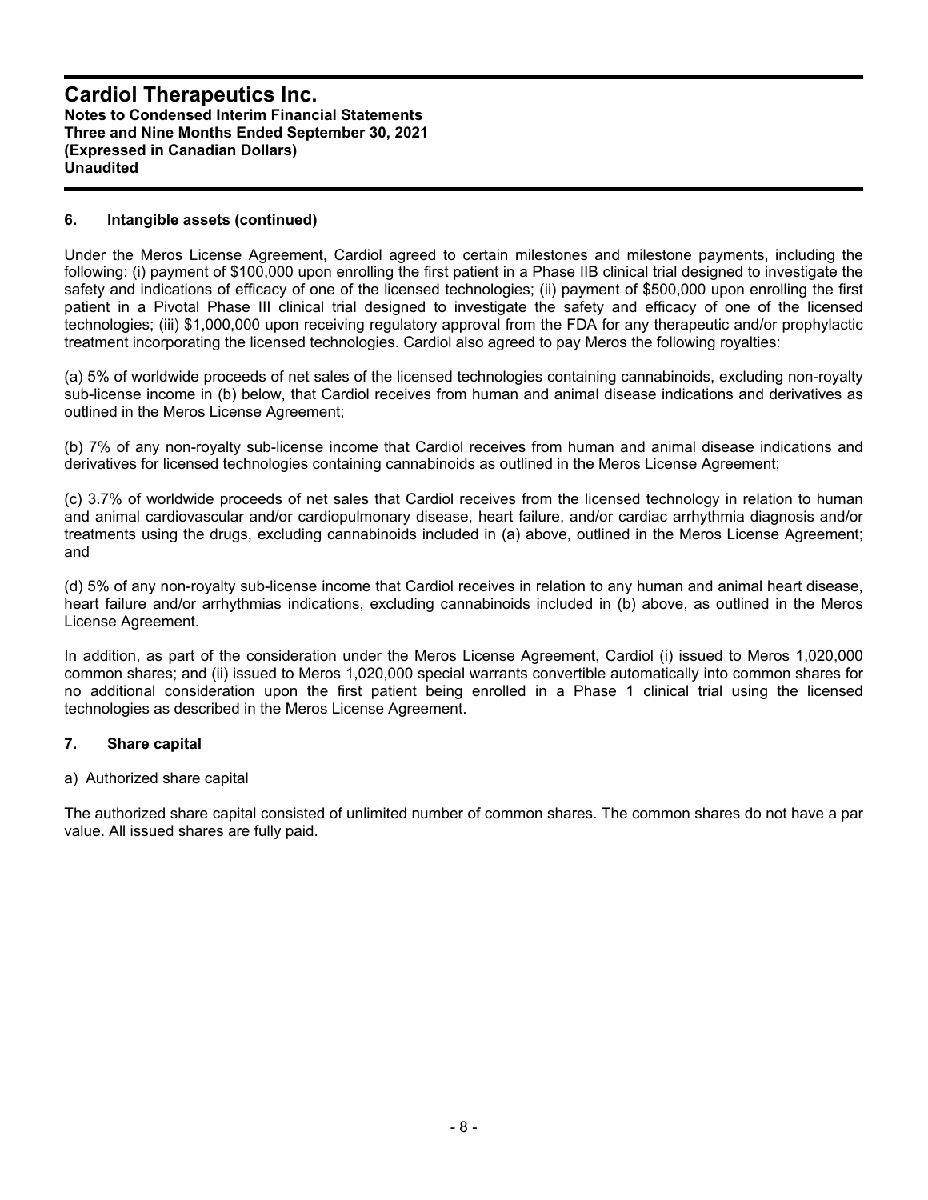## 6. Intangible assets (continued)

Under the Meros License Agreement, Cardiol agreed to certain milestones and milestone payments, including the following: (i) payment of $100,000 upon enrolling the first patient in a Phase IIB clinical trial designed to investigate the safety and indications of efficacy of one of the licensed technologies; (ii) payment of $500,000 upon enrolling the first patient in a Pivotal Phase III clinical trial designed to investigate the safety and efficacy of one of the licensed technologies; (iii) $1,000,000 upon receiving regulatory approval from the FDA for any therapeutic and/or prophylactic treatment incorporating the licensed technologies. Cardiol also agreed to pay Meros the following royalties:

(a) 5% of worldwide proceeds of net sales of the licensed technologies containing cannabinoids, excluding non-royalty sub-license income in (b) below, that Cardiol receives from human and animal disease indications and derivatives as outlined in the Meros License Agreement;

(b) 7% of any non-royalty sub-license income that Cardiol receives from human and animal disease indications and derivatives for licensed technologies containing cannabinoids as outlined in the Meros License Agreement;

(c) 3.7% of worldwide proceeds of net sales that Cardiol receives from the licensed technology in relation to human and animal cardiovascular and/or cardiopulmonary disease, heart failure, and/or cardiac arrhythmia diagnosis and/or treatments using the drugs, excluding cannabinoids included in (a) above, outlined in the Meros License Agreement; and

(d) 5% of any non-royalty sub-license income that Cardiol receives in relation to any human and animal heart disease, heart failure and/or arrhythmias indications, excluding cannabinoids included in (b) above, as outlined in the Meros License Agreement.

In addition, as part of the consideration under the Meros License Agreement, Cardiol (i) issued to Meros 1,020,000 common shares; and (ii) issued to Meros 1,020,000 special warrants convertible automatically into common shares for no additional consideration upon the first patient being enrolled in a Phase 1 clinical trial using the licensed technologies as described in the Meros License Agreement.

## 7. Share capital

a) Authorized share capital

The authorized share capital consisted of unlimited number of common shares. The common shares do not have a par value. All issued shares are fully paid.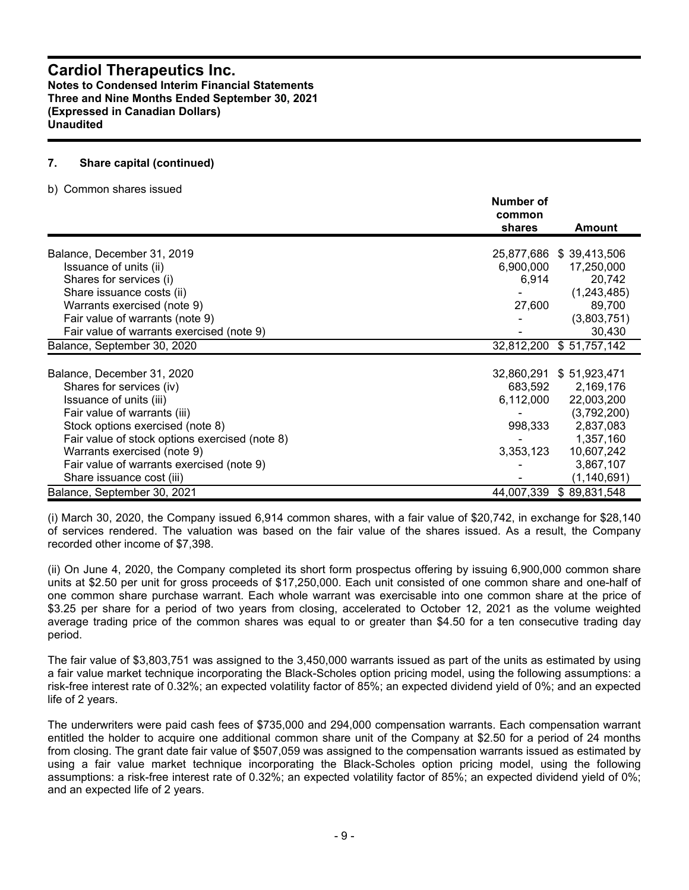## 7. Share capital (continued)

b) Common shares issued

| | Number of common shares | Amount |
|---|---|---|
| Balance, December 31, 2019 | 25,877,686 | $ 39,413,506 |
| Issuance of units (ii) | 6,900,000 | 17,250,000 |
| Shares for services (i) | 6,914 | 20,742 |
| Share issuance costs (ii) | - | (1,243,485) |
| Warrants exercised (note 9) | 27,600 | 89,700 |
| Fair value of warrants (note 9) | - | (3,803,751) |
| Fair value of warrants exercised (note 9) | - | 30,430 |
| Balance, September 30, 2020 | 32,812,200 | $ 51,757,142 |
| | | |
| Balance, December 31, 2020 | 32,860,291 | $ 51,923,471 |
| Shares for services (iv) | 683,592 | 2,169,176 |
| Issuance of units (iii) | 6,112,000 | 22,003,200 |
| Fair value of warrants (iii) | - | (3,792,200) |
| Stock options exercised (note 8) | 998,333 | 2,837,083 |
| Fair value of stock options exercised (note 8) | - | 1,357,160 |
| Warrants exercised (note 9) | 3,353,123 | 10,607,242 |
| Fair value of warrants exercised (note 9) | - | 3,867,107 |
| Share issuance cost (iii) | - | (1,140,691) |
| Balance, September 30, 2021 | 44,007,339 | $ 89,831,548 |

(i) March 30, 2020, the Company issued 6,914 common shares, with a fair value of $20,742, in exchange for $28,140 of services rendered. The valuation was based on the fair value of the shares issued. As a result, the Company recorded other income of $7,398.

(ii) On June 4, 2020, the Company completed its short form prospectus offering by issuing 6,900,000 common share units at $2.50 per unit for gross proceeds of $17,250,000. Each unit consisted of one common share and one-half of one common share purchase warrant. Each whole warrant was exercisable into one common share at the price of $3.25 per share for a period of two years from closing, accelerated to October 12, 2021 as the volume weighted average trading price of the common shares was equal to or greater than $4.50 for a ten consecutive trading day period.

The fair value of $3,803,751 was assigned to the 3,450,000 warrants issued as part of the units as estimated by using a fair value market technique incorporating the Black-Scholes option pricing model, using the following assumptions: a risk-free interest rate of 0.32%; an expected volatility factor of 85%; an expected dividend yield of 0%; and an expected life of 2 years.

The underwriters were paid cash fees of $735,000 and 294,000 compensation warrants. Each compensation warrant entitled the holder to acquire one additional common share unit of the Company at $2.50 for a period of 24 months from closing. The grant date fair value of $507,059 was assigned to the compensation warrants issued as estimated by using a fair value market technique incorporating the Black-Scholes option pricing model, using the following assumptions: a risk-free interest rate of 0.32%; an expected volatility factor of 85%; an expected dividend yield of 0%; and an expected life of 2 years.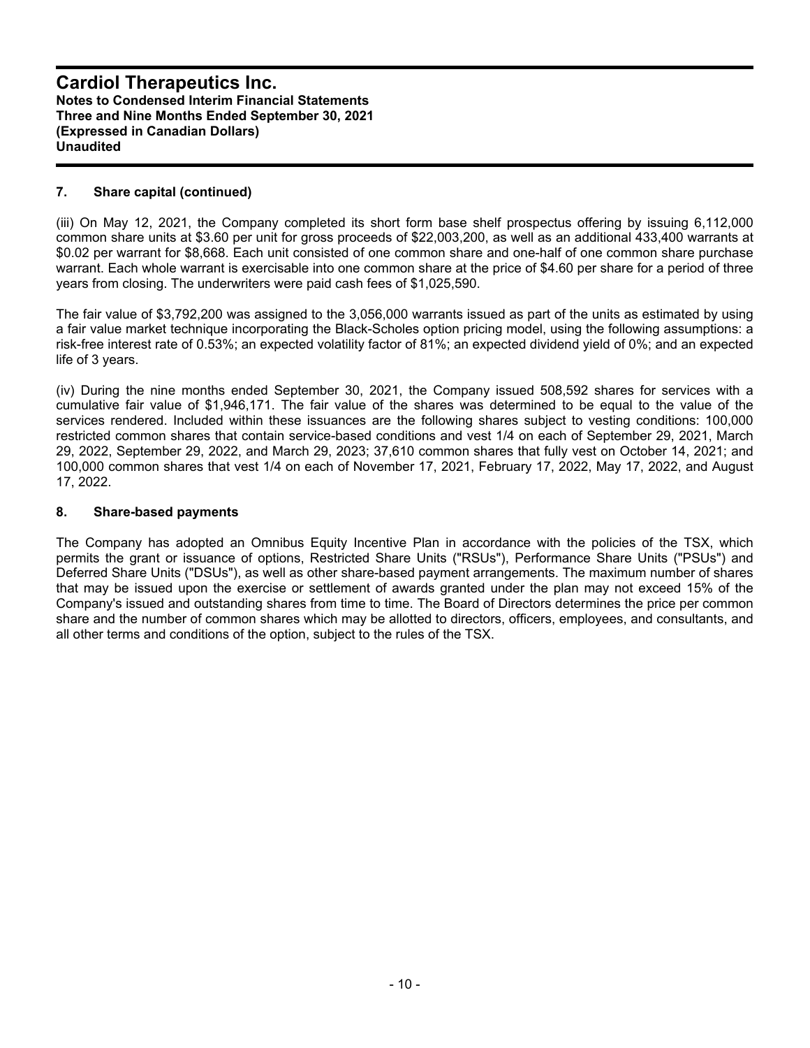## 7. Share capital (continued)

(iii) On May 12, 2021, the Company completed its short form base shelf prospectus offering by issuing 6,112,000 common share units at $3.60 per unit for gross proceeds of $22,003,200, as well as an additional 433,400 warrants at $0.02 per warrant for $8,668. Each unit consisted of one common share and one-half of one common share purchase warrant. Each whole warrant is exercisable into one common share at the price of $4.60 per share for a period of three years from closing. The underwriters were paid cash fees of $1,025,590.

The fair value of $3,792,200 was assigned to the 3,056,000 warrants issued as part of the units as estimated by using a fair value market technique incorporating the Black-Scholes option pricing model, using the following assumptions: a risk-free interest rate of 0.53%; an expected volatility factor of 81%; an expected dividend yield of 0%; and an expected life of 3 years.

(iv) During the nine months ended September 30, 2021, the Company issued 508,592 shares for services with a cumulative fair value of $1,946,171. The fair value of the shares was determined to be equal to the value of the services rendered. Included within these issuances are the following shares subject to vesting conditions: 100,000 restricted common shares that contain service-based conditions and vest 1/4 on each of September 29, 2021, March 29, 2022, September 29, 2022, and March 29, 2023; 37,610 common shares that fully vest on October 14, 2021; and 100,000 common shares that vest 1/4 on each of November 17, 2021, February 17, 2022, May 17, 2022, and August 17, 2022.

## 8. Share-based payments

The Company has adopted an Omnibus Equity Incentive Plan in accordance with the policies of the TSX, which permits the grant or issuance of options, Restricted Share Units ("RSUs"), Performance Share Units ("PSUs") and Deferred Share Units ("DSUs"), as well as other share-based payment arrangements. The maximum number of shares that may be issued upon the exercise or settlement of awards granted under the plan may not exceed 15% of the Company's issued and outstanding shares from time to time. The Board of Directors determines the price per common share and the number of common shares which may be allotted to directors, officers, employees, and consultants, and all other terms and conditions of the option, subject to the rules of the TSX.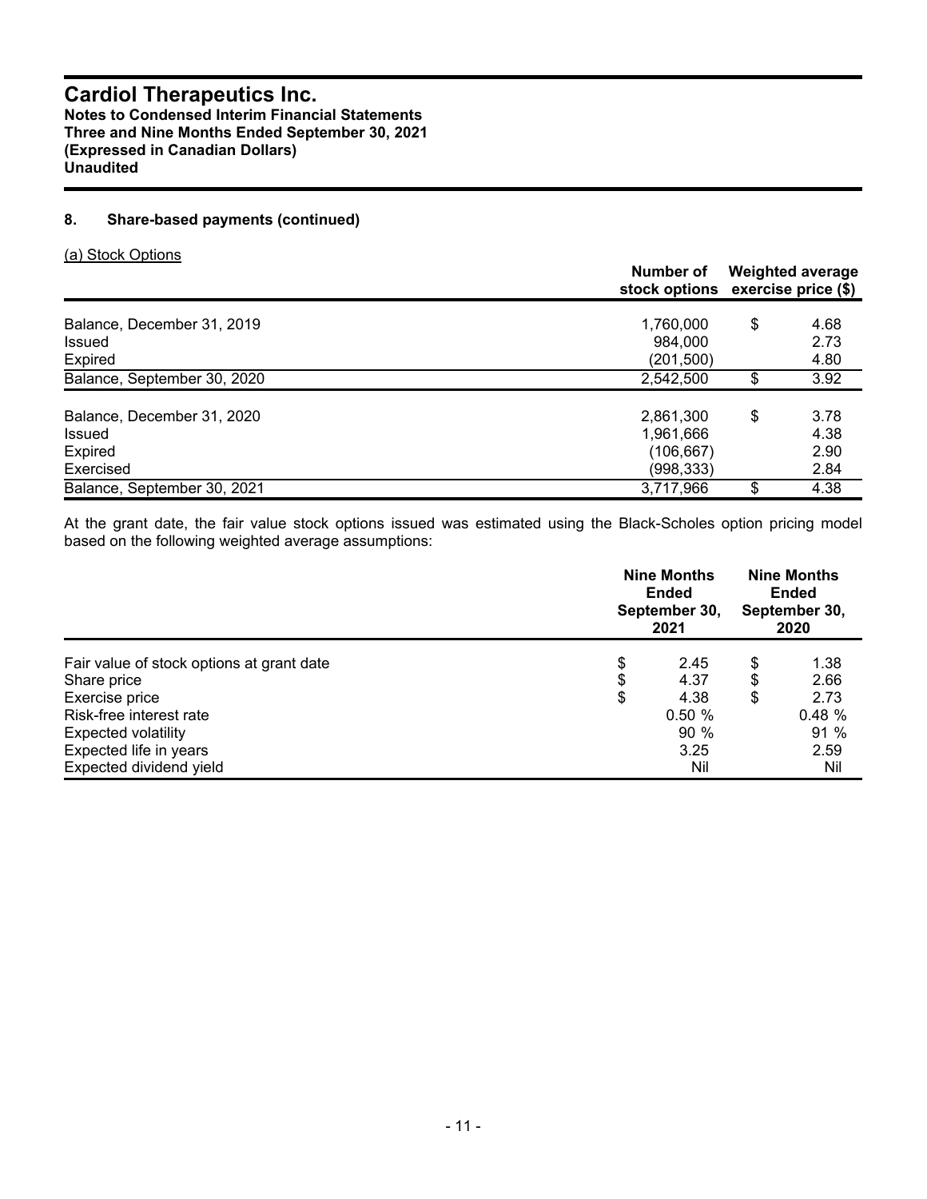# Cardiol Therapeutics Inc.

**Notes to Condensed Interim Financial Statements**
**Three and Nine Months Ended September 30, 2021**
**(Expressed in Canadian Dollars)**
**Unaudited**

## 8. Share-based payments (continued)

(a) Stock Options

| | Number of stock options | Weighted average exercise price ($) |
|---|---|---|
| Balance, December 31, 2019 | 1,760,000 | $ 4.68 |
| Issued | 984,000 | 2.73 |
| Expired | (201,500) | 4.80 |
| Balance, September 30, 2020 | 2,542,500 | $ 3.92 |
| | | |
| Balance, December 31, 2020 | 2,861,300 | $ 3.78 |
| Issued | 1,961,666 | 4.38 |
| Expired | (106,667) | 2.90 |
| Exercised | (998,333) | 2.84 |
| Balance, September 30, 2021 | 3,717,966 | $ 4.38 |

At the grant date, the fair value stock options issued was estimated using the Black-Scholes option pricing model based on the following weighted average assumptions:

| | Nine Months Ended September 30, 2021 | Nine Months Ended September 30, 2020 |
|---|---|---|
| Fair value of stock options at grant date | $ 2.45 | $ 1.38 |
| Share price | $ 4.37 | $ 2.66 |
| Exercise price | $ 4.38 | $ 2.73 |
| Risk-free interest rate | 0.50 % | 0.48 % |
| Expected volatility | 90 % | 91 % |
| Expected life in years | 3.25 | 2.59 |
| Expected dividend yield | Nil | Nil |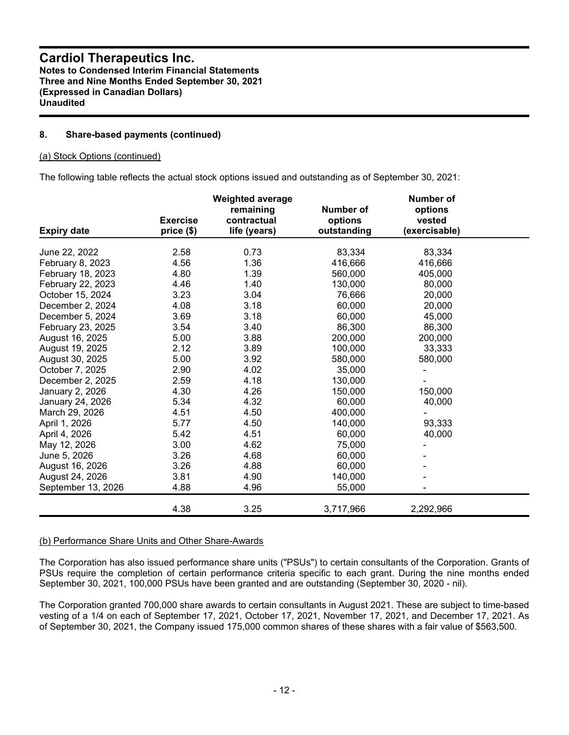**Cardiol Therapeutics Inc.**
**Notes to Condensed Interim Financial Statements**
**Three and Nine Months Ended September 30, 2021**
**(Expressed in Canadian Dollars)**
**Unaudited**

## 8. Share-based payments (continued)

(a) Stock Options (continued)

The following table reflects the actual stock options issued and outstanding as of September 30, 2021:

| Expiry date | Exercise price ($) | Weighted average remaining contractual life (years) | Number of options outstanding | Number of options vested (exercisable) |
|---|---|---|---|---|
| June 22, 2022 | 2.58 | 0.73 | 83,334 | 83,334 |
| February 8, 2023 | 4.56 | 1.36 | 416,666 | 416,666 |
| February 18, 2023 | 4.80 | 1.39 | 560,000 | 405,000 |
| February 22, 2023 | 4.46 | 1.40 | 130,000 | 80,000 |
| October 15, 2024 | 3.23 | 3.04 | 76,666 | 20,000 |
| December 2, 2024 | 4.08 | 3.18 | 60,000 | 20,000 |
| December 5, 2024 | 3.69 | 3.18 | 60,000 | 45,000 |
| February 23, 2025 | 3.54 | 3.40 | 86,300 | 86,300 |
| August 16, 2025 | 5.00 | 3.88 | 200,000 | 200,000 |
| August 19, 2025 | 2.12 | 3.89 | 100,000 | 33,333 |
| August 30, 2025 | 5.00 | 3.92 | 580,000 | 580,000 |
| October 7, 2025 | 2.90 | 4.02 | 35,000 | - |
| December 2, 2025 | 2.59 | 4.18 | 130,000 | - |
| January 2, 2026 | 4.30 | 4.26 | 150,000 | 150,000 |
| January 24, 2026 | 5.34 | 4.32 | 60,000 | 40,000 |
| March 29, 2026 | 4.51 | 4.50 | 400,000 | - |
| April 1, 2026 | 5.77 | 4.50 | 140,000 | 93,333 |
| April 4, 2026 | 5.42 | 4.51 | 60,000 | 40,000 |
| May 12, 2026 | 3.00 | 4.62 | 75,000 | - |
| June 5, 2026 | 3.26 | 4.68 | 60,000 | - |
| August 16, 2026 | 3.26 | 4.88 | 60,000 | - |
| August 24, 2026 | 3.81 | 4.90 | 140,000 | - |
| September 13, 2026 | 4.88 | 4.96 | 55,000 | - |
| | 4.38 | 3.25 | 3,717,966 | 2,292,966 |

(b) Performance Share Units and Other Share-Awards

The Corporation has also issued performance share units ("PSUs") to certain consultants of the Corporation. Grants of PSUs require the completion of certain performance criteria specific to each grant. During the nine months ended September 30, 2021, 100,000 PSUs have been granted and are outstanding (September 30, 2020 - nil).

The Corporation granted 700,000 share awards to certain consultants in August 2021. These are subject to time-based vesting of a 1/4 on each of September 17, 2021, October 17, 2021, November 17, 2021, and December 17, 2021. As of September 30, 2021, the Company issued 175,000 common shares of these shares with a fair value of $563,500.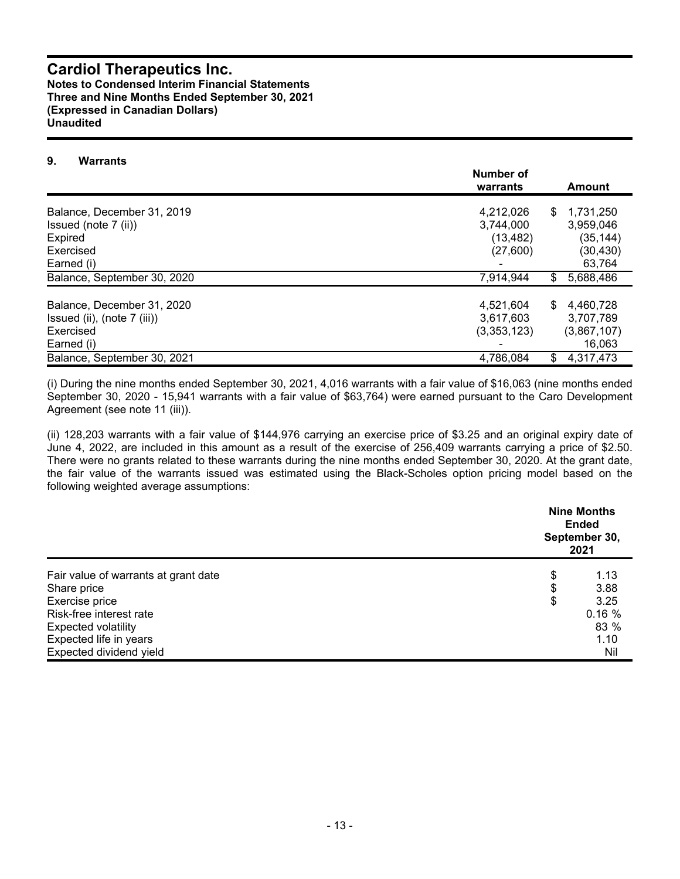## 9. Warrants

| | Number of warrants | Amount |
|---|---|---|
| Balance, December 31, 2019 | 4,212,026 | $ 1,731,250 |
| Issued (note 7 (ii)) | 3,744,000 | 3,959,046 |
| Expired | (13,482) | (35,144) |
| Exercised | (27,600) | (30,430) |
| Earned (i) | - | 63,764 |
| Balance, September 30, 2020 | 7,914,944 | $ 5,688,486 |
| | | |
| Balance, December 31, 2020 | 4,521,604 | $ 4,460,728 |
| Issued (ii), (note 7 (iii)) | 3,617,603 | 3,707,789 |
| Exercised | (3,353,123) | (3,867,107) |
| Earned (i) | - | 16,063 |
| Balance, September 30, 2021 | 4,786,084 | $ 4,317,473 |

(i) During the nine months ended September 30, 2021, 4,016 warrants with a fair value of $16,063 (nine months ended September 30, 2020 - 15,941 warrants with a fair value of $63,764) were earned pursuant to the Caro Development Agreement (see note 11 (iii)).

(ii) 128,203 warrants with a fair value of $144,976 carrying an exercise price of $3.25 and an original expiry date of June 4, 2022, are included in this amount as a result of the exercise of 256,409 warrants carrying a price of $2.50. There were no grants related to these warrants during the nine months ended September 30, 2020. At the grant date, the fair value of the warrants issued was estimated using the Black-Scholes option pricing model based on the following weighted average assumptions:

| | Nine Months Ended September 30, 2021 |
|---|---|
| Fair value of warrants at grant date | $ 1.13 |
| Share price | $ 3.88 |
| Exercise price | $ 3.25 |
| Risk-free interest rate | 0.16 % |
| Expected volatility | 83 % |
| Expected life in years | 1.10 |
| Expected dividend yield | Nil |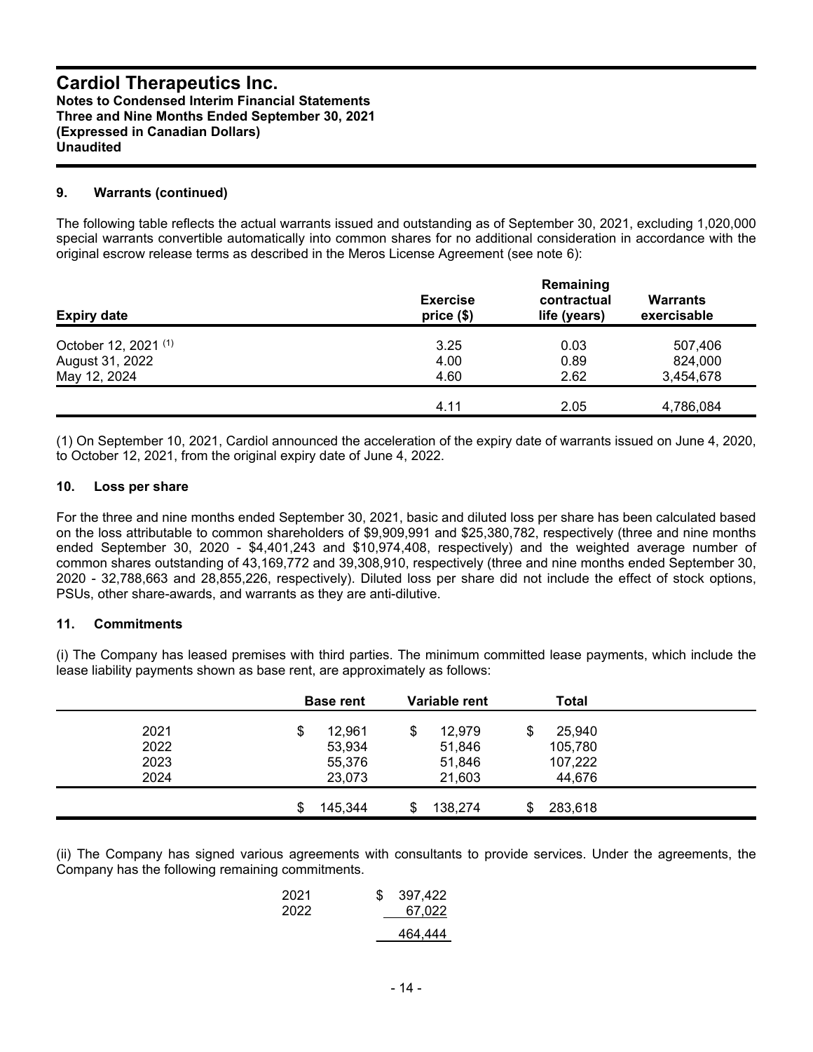## 9. Warrants (continued)

The following table reflects the actual warrants issued and outstanding as of September 30, 2021, excluding 1,020,000 special warrants convertible automatically into common shares for no additional consideration in accordance with the original escrow release terms as described in the Meros License Agreement (see note 6):

| Expiry date | Exercise price ($) | Remaining contractual life (years) | Warrants exercisable |
|---|---|---|---|
| October 12, 2021 (1) | 3.25 | 0.03 | 507,406 |
| August 31, 2022 | 4.00 | 0.89 | 824,000 |
| May 12, 2024 | 4.60 | 2.62 | 3,454,678 |
| | 4.11 | 2.05 | 4,786,084 |

(1) On September 10, 2021, Cardiol announced the acceleration of the expiry date of warrants issued on June 4, 2020, to October 12, 2021, from the original expiry date of June 4, 2022.

## 10. Loss per share

For the three and nine months ended September 30, 2021, basic and diluted loss per share has been calculated based on the loss attributable to common shareholders of $9,909,991 and $25,380,782, respectively (three and nine months ended September 30, 2020 - $4,401,243 and $10,974,408, respectively) and the weighted average number of common shares outstanding of 43,169,772 and 39,308,910, respectively (three and nine months ended September 30, 2020 - 32,788,663 and 28,855,226, respectively). Diluted loss per share did not include the effect of stock options, PSUs, other share-awards, and warrants as they are anti-dilutive.

## 11. Commitments

(i) The Company has leased premises with third parties. The minimum committed lease payments, which include the lease liability payments shown as base rent, are approximately as follows:

| | Base rent | Variable rent | Total |
|---|---|---|---|
| 2021 | $ 12,961 | $ 12,979 | $ 25,940 |
| 2022 | 53,934 | 51,846 | 105,780 |
| 2023 | 55,376 | 51,846 | 107,222 |
| 2024 | 23,073 | 21,603 | 44,676 |
| | $ 145,344 | $ 138,274 | $ 283,618 |

(ii) The Company has signed various agreements with consultants to provide services. Under the agreements, the Company has the following remaining commitments.

| | |
|---|---|
| 2021 | $ 397,422 |
| 2022 | 67,022 |
| | 464,444 |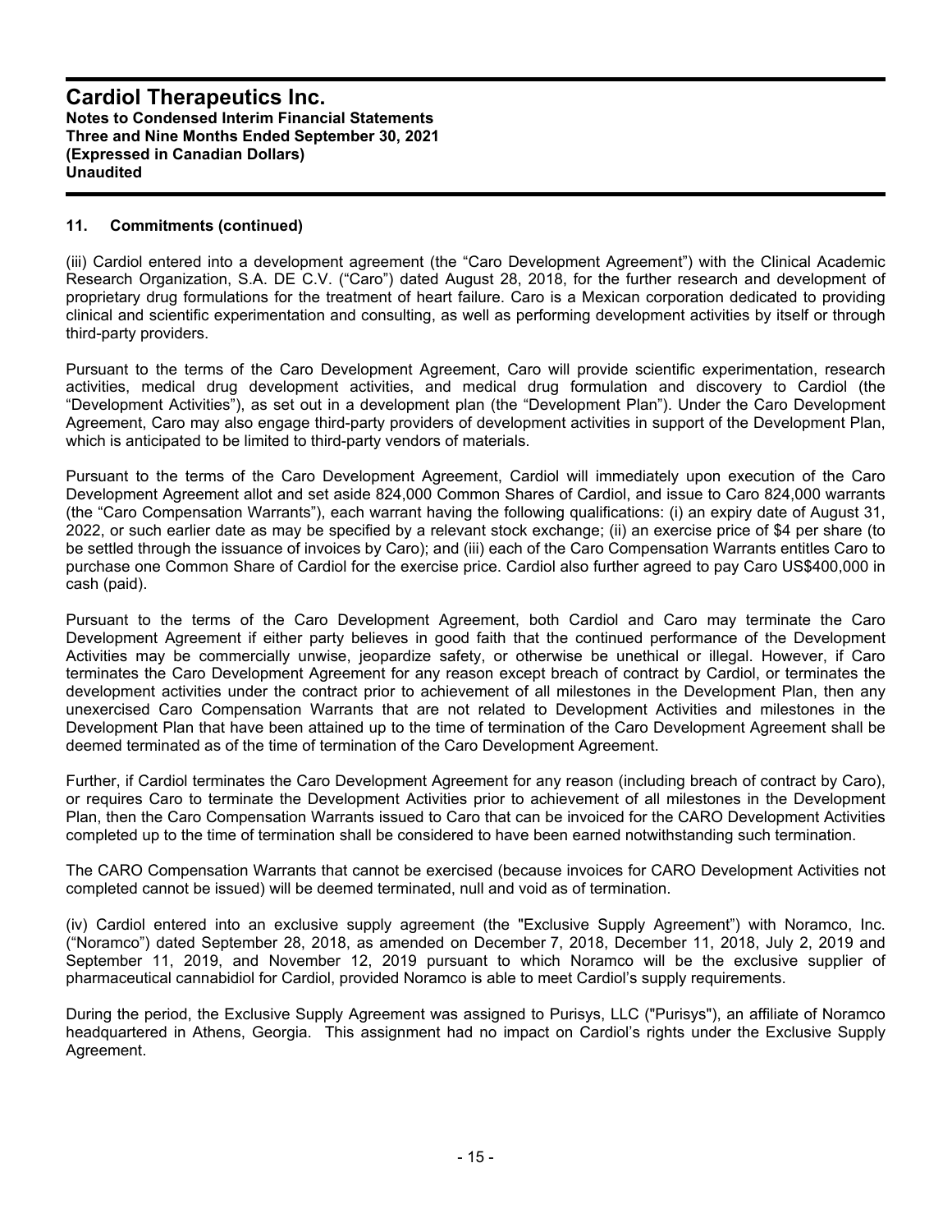## 11. Commitments (continued)

(iii) Cardiol entered into a development agreement (the "Caro Development Agreement") with the Clinical Academic Research Organization, S.A. DE C.V. ("Caro") dated August 28, 2018, for the further research and development of proprietary drug formulations for the treatment of heart failure. Caro is a Mexican corporation dedicated to providing clinical and scientific experimentation and consulting, as well as performing development activities by itself or through third-party providers.

Pursuant to the terms of the Caro Development Agreement, Caro will provide scientific experimentation, research activities, medical drug development activities, and medical drug formulation and discovery to Cardiol (the "Development Activities"), as set out in a development plan (the "Development Plan"). Under the Caro Development Agreement, Caro may also engage third-party providers of development activities in support of the Development Plan, which is anticipated to be limited to third-party vendors of materials.

Pursuant to the terms of the Caro Development Agreement, Cardiol will immediately upon execution of the Caro Development Agreement allot and set aside 824,000 Common Shares of Cardiol, and issue to Caro 824,000 warrants (the "Caro Compensation Warrants"), each warrant having the following qualifications: (i) an expiry date of August 31, 2022, or such earlier date as may be specified by a relevant stock exchange; (ii) an exercise price of $4 per share (to be settled through the issuance of invoices by Caro); and (iii) each of the Caro Compensation Warrants entitles Caro to purchase one Common Share of Cardiol for the exercise price. Cardiol also further agreed to pay Caro US$400,000 in cash (paid).

Pursuant to the terms of the Caro Development Agreement, both Cardiol and Caro may terminate the Caro Development Agreement if either party believes in good faith that the continued performance of the Development Activities may be commercially unwise, jeopardize safety, or otherwise be unethical or illegal. However, if Caro terminates the Caro Development Agreement for any reason except breach of contract by Cardiol, or terminates the development activities under the contract prior to achievement of all milestones in the Development Plan, then any unexercised Caro Compensation Warrants that are not related to Development Activities and milestones in the Development Plan that have been attained up to the time of termination of the Caro Development Agreement shall be deemed terminated as of the time of termination of the Caro Development Agreement.

Further, if Cardiol terminates the Caro Development Agreement for any reason (including breach of contract by Caro), or requires Caro to terminate the Development Activities prior to achievement of all milestones in the Development Plan, then the Caro Compensation Warrants issued to Caro that can be invoiced for the CARO Development Activities completed up to the time of termination shall be considered to have been earned notwithstanding such termination.

The CARO Compensation Warrants that cannot be exercised (because invoices for CARO Development Activities not completed cannot be issued) will be deemed terminated, null and void as of termination.

(iv) Cardiol entered into an exclusive supply agreement (the "Exclusive Supply Agreement") with Noramco, Inc. ("Noramco") dated September 28, 2018, as amended on December 7, 2018, December 11, 2018, July 2, 2019 and September 11, 2019, and November 12, 2019 pursuant to which Noramco will be the exclusive supplier of pharmaceutical cannabidiol for Cardiol, provided Noramco is able to meet Cardiol's supply requirements.

During the period, the Exclusive Supply Agreement was assigned to Purisys, LLC ("Purisys"), an affiliate of Noramco headquartered in Athens, Georgia. This assignment had no impact on Cardiol's rights under the Exclusive Supply Agreement.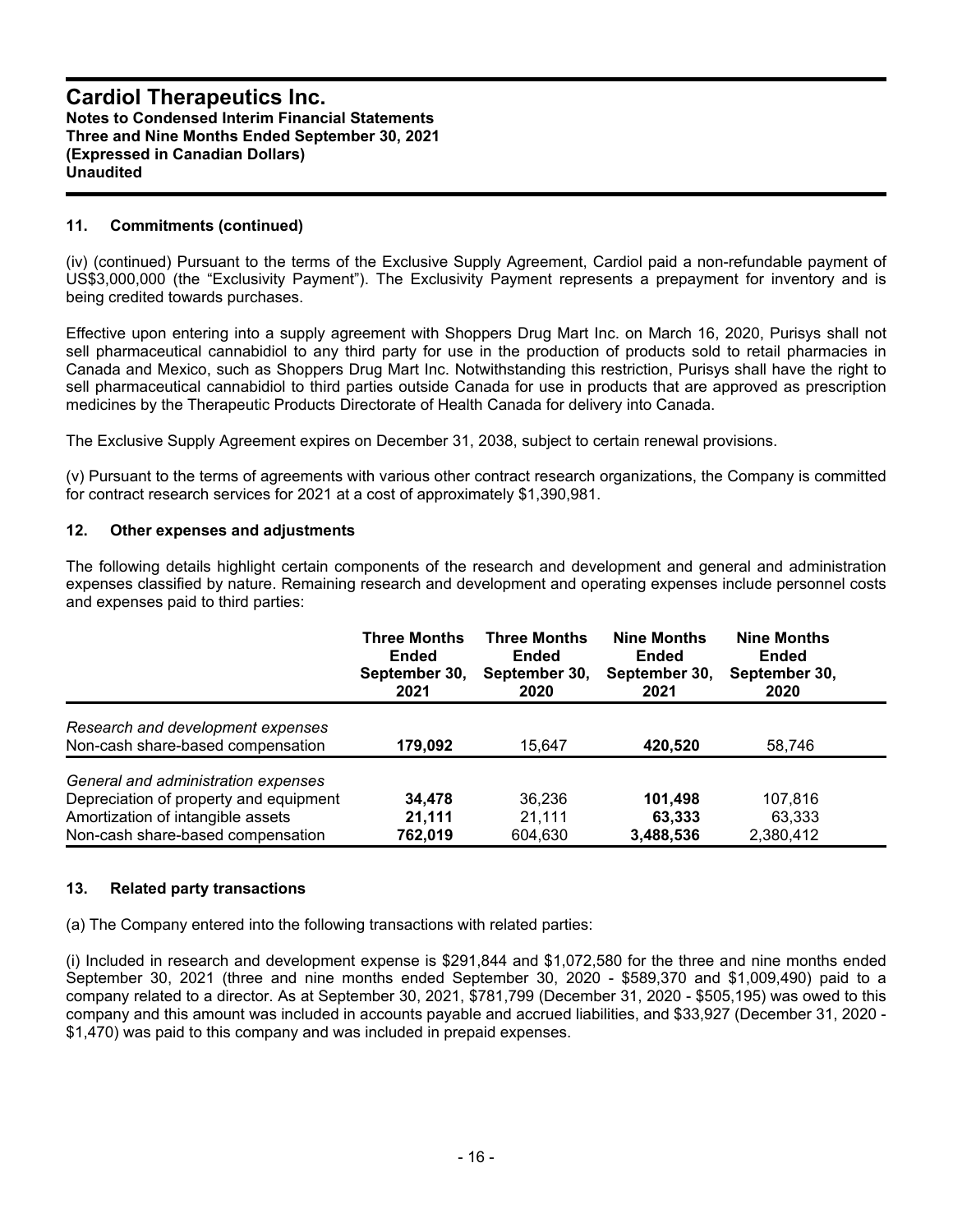## 11. Commitments (continued)

(iv) (continued) Pursuant to the terms of the Exclusive Supply Agreement, Cardiol paid a non-refundable payment of US$3,000,000 (the "Exclusivity Payment"). The Exclusivity Payment represents a prepayment for inventory and is being credited towards purchases.

Effective upon entering into a supply agreement with Shoppers Drug Mart Inc. on March 16, 2020, Purisys shall not sell pharmaceutical cannabidiol to any third party for use in the production of products sold to retail pharmacies in Canada and Mexico, such as Shoppers Drug Mart Inc. Notwithstanding this restriction, Purisys shall have the right to sell pharmaceutical cannabidiol to third parties outside Canada for use in products that are approved as prescription medicines by the Therapeutic Products Directorate of Health Canada for delivery into Canada.

The Exclusive Supply Agreement expires on December 31, 2038, subject to certain renewal provisions.

(v) Pursuant to the terms of agreements with various other contract research organizations, the Company is committed for contract research services for 2021 at a cost of approximately $1,390,981.

## 12. Other expenses and adjustments

The following details highlight certain components of the research and development and general and administration expenses classified by nature. Remaining research and development and operating expenses include personnel costs and expenses paid to third parties:

| | Three Months Ended September 30, 2021 | Three Months Ended September 30, 2020 | Nine Months Ended September 30, 2021 | Nine Months Ended September 30, 2020 |
|---|---|---|---|---|
| *Research and development expenses* | | | | |
| Non-cash share-based compensation | **179,092** | 15,647 | **420,520** | 58,746 |
| *General and administration expenses* | | | | |
| Depreciation of property and equipment | **34,478** | 36,236 | **101,498** | 107,816 |
| Amortization of intangible assets | **21,111** | 21,111 | **63,333** | 63,333 |
| Non-cash share-based compensation | **762,019** | 604,630 | **3,488,536** | 2,380,412 |

## 13. Related party transactions

(a) The Company entered into the following transactions with related parties:

(i) Included in research and development expense is $291,844 and $1,072,580 for the three and nine months ended September 30, 2021 (three and nine months ended September 30, 2020 - $589,370 and $1,009,490) paid to a company related to a director. As at September 30, 2021, $781,799 (December 31, 2020 - $505,195) was owed to this company and this amount was included in accounts payable and accrued liabilities, and $33,927 (December 31, 2020 - $1,470) was paid to this company and was included in prepaid expenses.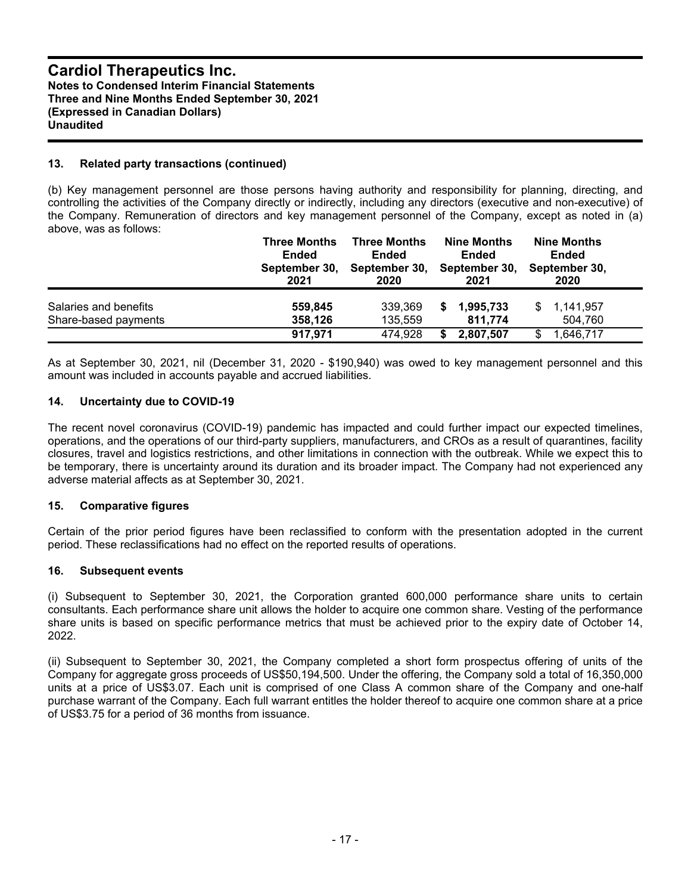**Cardiol Therapeutics Inc.**
**Notes to Condensed Interim Financial Statements**
**Three and Nine Months Ended September 30, 2021**
**(Expressed in Canadian Dollars)**
**Unaudited**

### 13. Related party transactions (continued)

(b) Key management personnel are those persons having authority and responsibility for planning, directing, and controlling the activities of the Company directly or indirectly, including any directors (executive and non-executive) of the Company. Remuneration of directors and key management personnel of the Company, except as noted in (a) above, was as follows:

| | Three Months Ended September 30, 2021 | Three Months Ended September 30, 2020 | Nine Months Ended September 30, 2021 | Nine Months Ended September 30, 2020 |
|---|---|---|---|---|
| Salaries and benefits | **559,845** | 339,369 | **$ 1,995,733** | $ 1,141,957 |
| Share-based payments | **358,126** | 135,559 | **811,774** | 504,760 |
| | **917,971** | 474,928 | **$ 2,807,507** | $ 1,646,717 |

As at September 30, 2021, nil (December 31, 2020 - $190,940) was owed to key management personnel and this amount was included in accounts payable and accrued liabilities.

### 14. Uncertainty due to COVID-19

The recent novel coronavirus (COVID-19) pandemic has impacted and could further impact our expected timelines, operations, and the operations of our third-party suppliers, manufacturers, and CROs as a result of quarantines, facility closures, travel and logistics restrictions, and other limitations in connection with the outbreak. While we expect this to be temporary, there is uncertainty around its duration and its broader impact. The Company had not experienced any adverse material affects as at September 30, 2021.

### 15. Comparative figures

Certain of the prior period figures have been reclassified to conform with the presentation adopted in the current period. These reclassifications had no effect on the reported results of operations.

### 16. Subsequent events

(i) Subsequent to September 30, 2021, the Corporation granted 600,000 performance share units to certain consultants. Each performance share unit allows the holder to acquire one common share. Vesting of the performance share units is based on specific performance metrics that must be achieved prior to the expiry date of October 14, 2022.

(ii) Subsequent to September 30, 2021, the Company completed a short form prospectus offering of units of the Company for aggregate gross proceeds of US$50,194,500. Under the offering, the Company sold a total of 16,350,000 units at a price of US$3.07. Each unit is comprised of one Class A common share of the Company and one-half purchase warrant of the Company. Each full warrant entitles the holder thereof to acquire one common share at a price of US$3.75 for a period of 36 months from issuance.